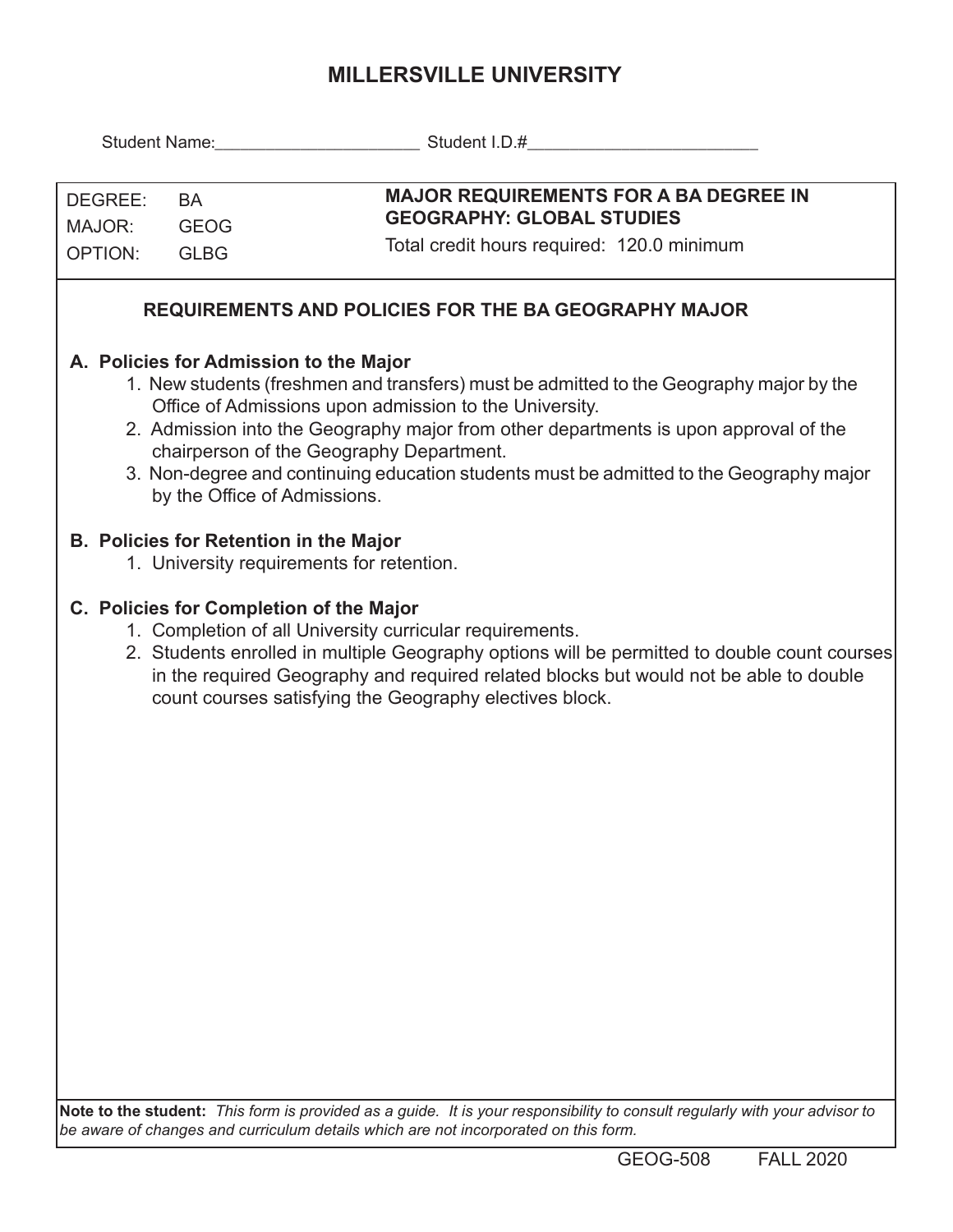# MILLERSVILLE UNIVERSITY

Student Name:______________________ Student I.D.#_________________________

| DEGREE: | BA | **MAJOR REQUIREMENTS FOR A BA DEGREE IN GEOGRAPHY: GLOBAL STUDIES** |
|---|---|---|
| MAJOR: | GEOG | Total credit hours required: 120.0 minimum |
| OPTION: | GLBG | |

## REQUIREMENTS AND POLICIES FOR THE BA GEOGRAPHY MAJOR

### A. Policies for Admission to the Major

1. New students (freshmen and transfers) must be admitted to the Geography major by the Office of Admissions upon admission to the University.
2. Admission into the Geography major from other departments is upon approval of the chairperson of the Geography Department.
3. Non-degree and continuing education students must be admitted to the Geography major by the Office of Admissions.

### B. Policies for Retention in the Major

1. University requirements for retention.

### C. Policies for Completion of the Major

1. Completion of all University curricular requirements.
2. Students enrolled in multiple Geography options will be permitted to double count courses in the required Geography and required related blocks but would not be able to double count courses satisfying the Geography electives block.

**Note to the student:** *This form is provided as a guide. It is your responsibility to consult regularly with your advisor to be aware of changes and curriculum details which are not incorporated on this form.*

GEOG-508 FALL 2020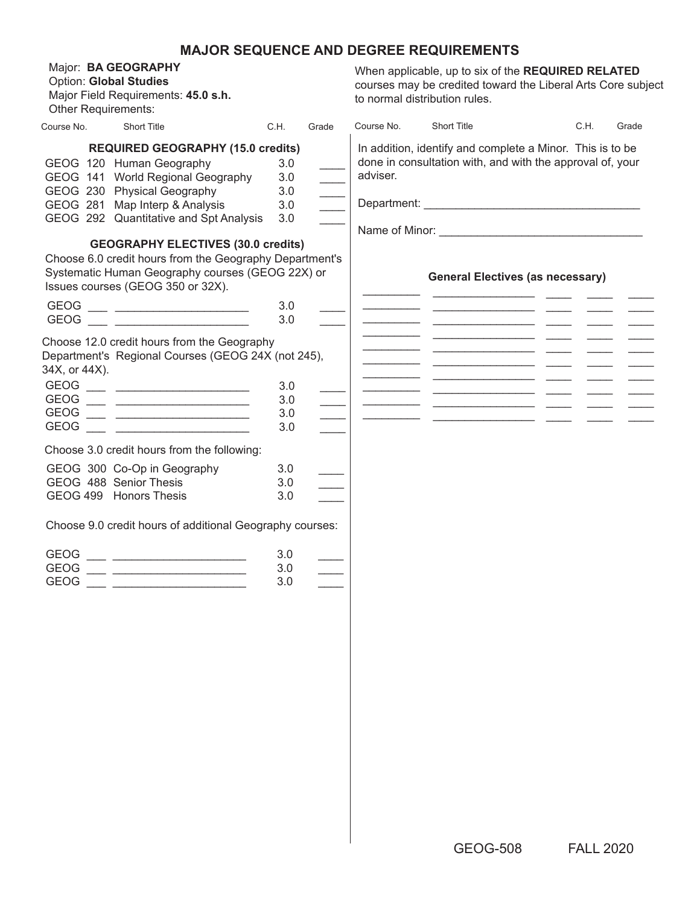# MAJOR SEQUENCE AND DEGREE REQUIREMENTS

Major: **BA GEOGRAPHY**
Option: **Global Studies**
Major Field Requirements: **45.0 s.h.**
Other Requirements:

| Course No. | Short Title | C.H. | Grade |
|---|---|---|---|
| | **REQUIRED GEOGRAPHY (15.0 credits)** | | |
| GEOG 120 | Human Geography | 3.0 | ____ |
| GEOG 141 | World Regional Geography | 3.0 | ____ |
| GEOG 230 | Physical Geography | 3.0 | ____ |
| GEOG 281 | Map Interp & Analysis | 3.0 | ____ |
| GEOG 292 | Quantitative and Spt Analysis | 3.0 | ____ |

**GEOGRAPHY ELECTIVES (30.0 credits)**

Choose 6.0 credit hours from the Geography Department's Systematic Human Geography courses (GEOG 22X) or Issues courses (GEOG 350 or 32X).

| Course No. | Short Title | C.H. | Grade |
|---|---|---|---|
| GEOG ___ | ____________________ | 3.0 | ____ |
| GEOG ___ | ____________________ | 3.0 | ____ |

Choose 12.0 credit hours from the Geography Department's Regional Courses (GEOG 24X (not 245), 34X, or 44X).

| Course No. | Short Title | C.H. | Grade |
|---|---|---|---|
| GEOG ___ | ____________________ | 3.0 | ____ |
| GEOG ___ | ____________________ | 3.0 | ____ |
| GEOG ___ | ____________________ | 3.0 | ____ |
| GEOG ___ | ____________________ | 3.0 | ____ |

Choose 3.0 credit hours from the following:

| Course No. | Short Title | C.H. | Grade |
|---|---|---|---|
| GEOG 300 | Co-Op in Geography | 3.0 | ____ |
| GEOG 488 | Senior Thesis | 3.0 | ____ |
| GEOG 499 | Honors Thesis | 3.0 | ____ |

Choose 9.0 credit hours of additional Geography courses:

| Course No. | Short Title | C.H. | Grade |
|---|---|---|---|
| GEOG ___ | ____________________ | 3.0 | ____ |
| GEOG ___ | ____________________ | 3.0 | ____ |
| GEOG ___ | ____________________ | 3.0 | ____ |

When applicable, up to six of the **REQUIRED RELATED** courses may be credited toward the Liberal Arts Core subject to normal distribution rules.

In addition, identify and complete a Minor. This is to be done in consultation with, and with the approval of, your adviser.

Department: ________________________________

Name of Minor: ______________________________

**General Electives (as necessary)**

| Course No. | Short Title | C.H. | Grade |
|---|---|---|---|
| ________ | ________________ | ____ | ____ |
| ________ | ________________ | ____ | ____ |
| ________ | ________________ | ____ | ____ |
| ________ | ________________ | ____ | ____ |
| ________ | ________________ | ____ | ____ |
| ________ | ________________ | ____ | ____ |
| ________ | ________________ | ____ | ____ |
| ________ | ________________ | ____ | ____ |
| ________ | ________________ | ____ | ____ |

GEOG-508 FALL 2020